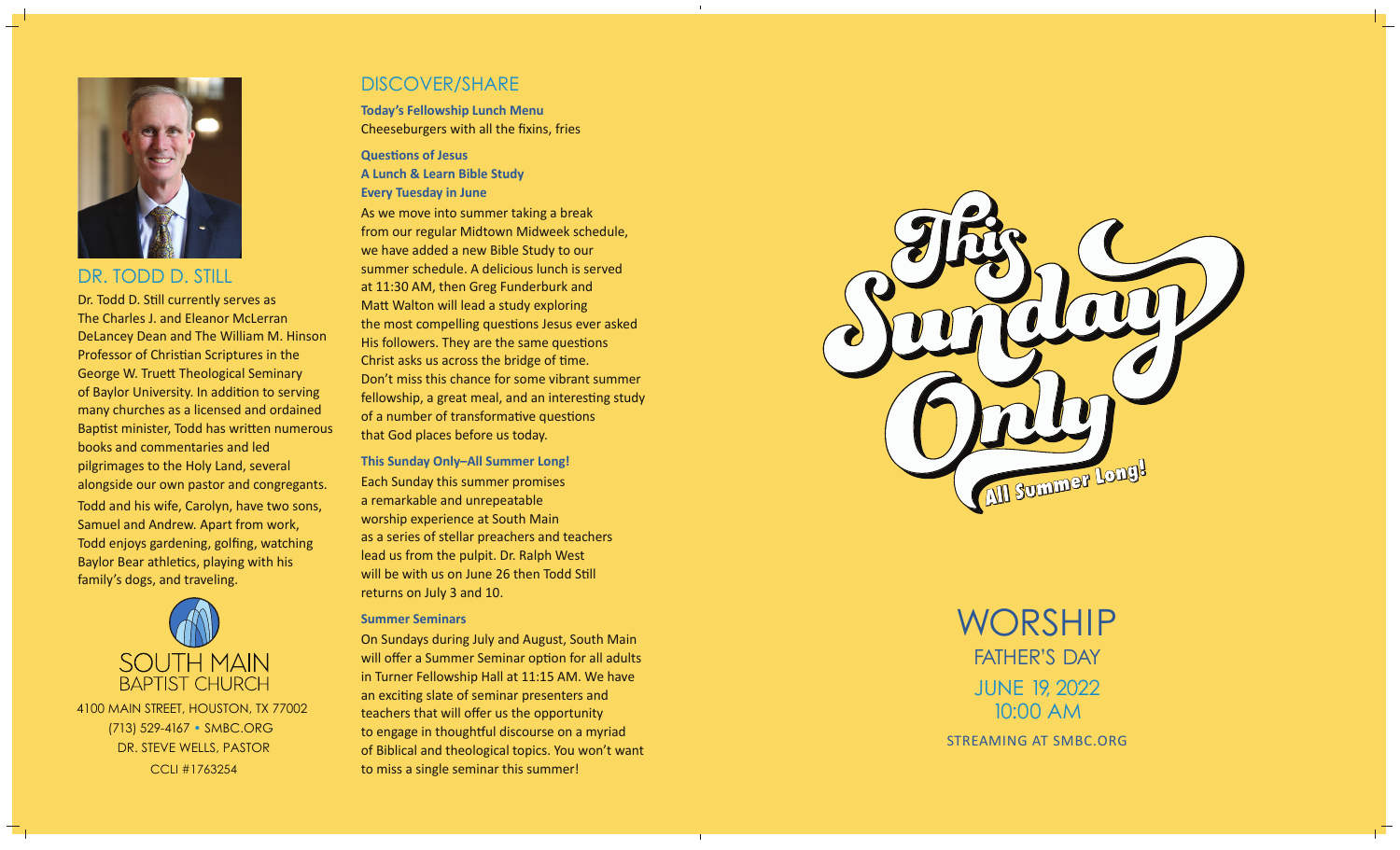## DR. TODD D. STILL

Dr. Todd D. Still currently serves as The Charles J. and Eleanor McLerran DeLancey Dean and The William M. Hinson Professor of Christian Scriptures in the George W. Truett Theological Seminary of Baylor University. In addition to serving many churches as a licensed and ordained Baptist minister, Todd has written numerous books and commentaries and led pilgrimages to the Holy Land, several alongside our own pastor and congregants.

Todd and his wife, Carolyn, have two sons, Samuel and Andrew. Apart from work, Todd enjoys gardening, golfing, watching Baylor Bear athletics, playing with his family's dogs, and traveling.

SOUTH MAIN
BAPTIST CHURCH

4100 MAIN STREET, HOUSTON, TX 77002
(713) 529-4167 • SMBC.ORG
DR. STEVE WELLS, PASTOR
CCLI #1763254

## DISCOVER/SHARE

**Today's Fellowship Lunch Menu**
Cheeseburgers with all the fixins, fries

**Questions of Jesus**
**A Lunch & Learn Bible Study**
**Every Tuesday in June**

As we move into summer taking a break from our regular Midtown Midweek schedule, we have added a new Bible Study to our summer schedule. A delicious lunch is served at 11:30 AM, then Greg Funderburk and Matt Walton will lead a study exploring the most compelling questions Jesus ever asked His followers. They are the same questions Christ asks us across the bridge of time. Don't miss this chance for some vibrant summer fellowship, a great meal, and an interesting study of a number of transformative questions that God places before us today.

**This Sunday Only–All Summer Long!**

Each Sunday this summer promises a remarkable and unrepeatable worship experience at South Main as a series of stellar preachers and teachers lead us from the pulpit. Dr. Ralph West will be with us on June 26 then Todd Still returns on July 3 and 10.

**Summer Seminars**

On Sundays during July and August, South Main will offer a Summer Seminar option for all adults in Turner Fellowship Hall at 11:15 AM. We have an exciting slate of seminar presenters and teachers that will offer us the opportunity to engage in thoughtful discourse on a myriad of Biblical and theological topics. You won't want to miss a single seminar this summer!

# This Sunday Only
All Summer Long!

# WORSHIP
FATHER'S DAY
JUNE 19, 2022
10:00 AM

STREAMING AT SMBC.ORG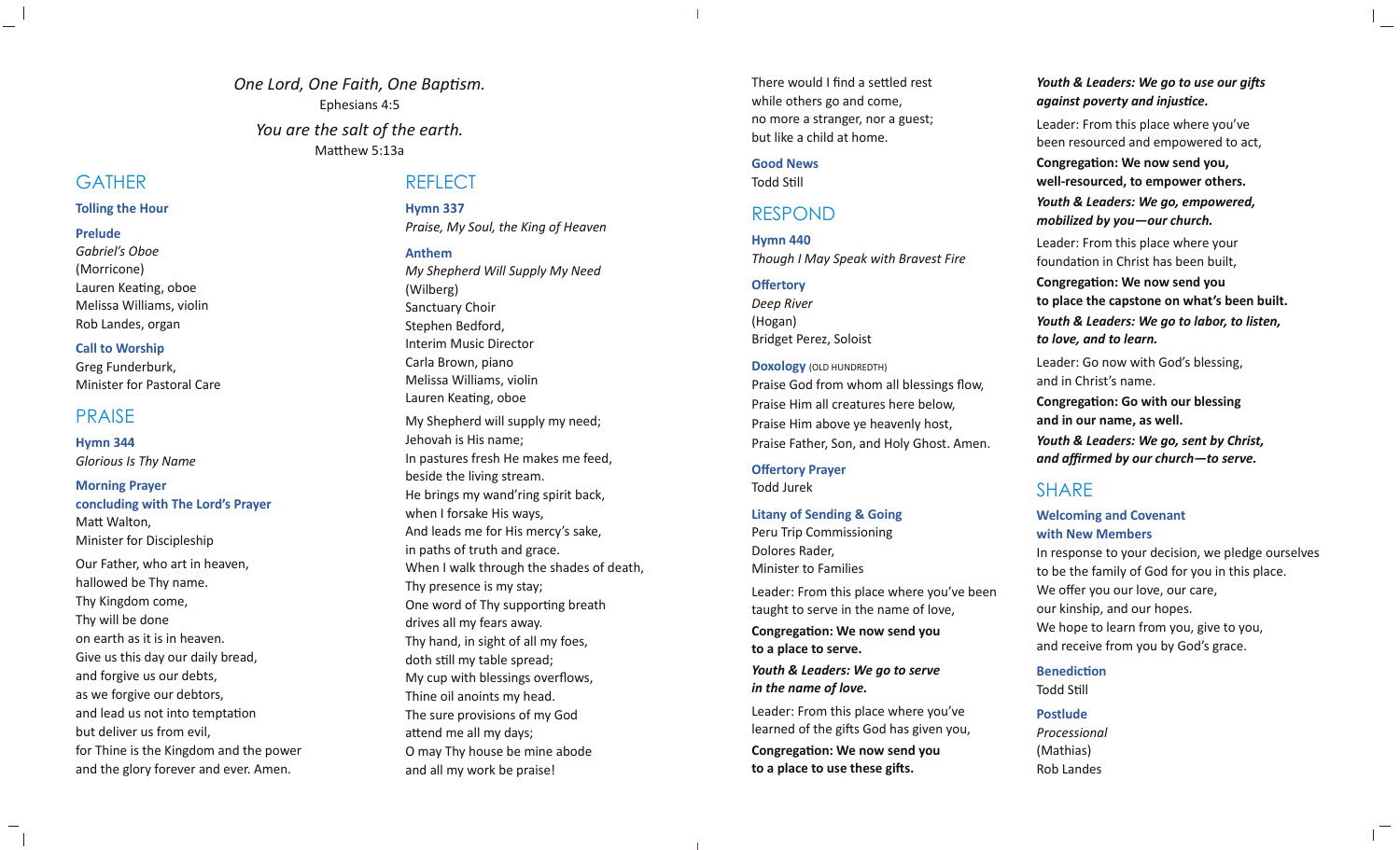*One Lord, One Faith, One Baptism.*
Ephesians 4:5

*You are the salt of the earth.*
Matthew 5:13a

## GATHER

**Tolling the Hour**

**Prelude**
*Gabriel's Oboe*
(Morricone)
Lauren Keating, oboe
Melissa Williams, violin
Rob Landes, organ

**Call to Worship**
Greg Funderburk,
Minister for Pastoral Care

## PRAISE

**Hymn 344**
*Glorious Is Thy Name*

**Morning Prayer**
**concluding with The Lord's Prayer**
Matt Walton,
Minister for Discipleship

Our Father, who art in heaven,
hallowed be Thy name.
Thy Kingdom come,
Thy will be done
on earth as it is in heaven.
Give us this day our daily bread,
and forgive us our debts,
as we forgive our debtors,
and lead us not into temptation
but deliver us from evil,
for Thine is the Kingdom and the power
and the glory forever and ever. Amen.

## REFLECT

**Hymn 337**
*Praise, My Soul, the King of Heaven*

**Anthem**
*My Shepherd Will Supply My Need*
(Wilberg)
Sanctuary Choir
Stephen Bedford,
Interim Music Director
Carla Brown, piano
Melissa Williams, violin
Lauren Keating, oboe

My Shepherd will supply my need;
Jehovah is His name;
In pastures fresh He makes me feed,
beside the living stream.
He brings my wand'ring spirit back,
when I forsake His ways,
And leads me for His mercy's sake,
in paths of truth and grace.
When I walk through the shades of death,
Thy presence is my stay;
One word of Thy supporting breath
drives all my fears away.
Thy hand, in sight of all my foes,
doth still my table spread;
My cup with blessings overflows,
Thine oil anoints my head.
The sure provisions of my God
attend me all my days;
O may Thy house be mine abode
and all my work be praise!
There would I find a settled rest
while others go and come,
no more a stranger, nor a guest;
but like a child at home.

**Good News**
Todd Still

## RESPOND

**Hymn 440**
*Though I May Speak with Bravest Fire*

**Offertory**
*Deep River*
(Hogan)
Bridget Perez, Soloist

**Doxology** (OLD HUNDREDTH)
Praise God from whom all blessings flow,
Praise Him all creatures here below,
Praise Him above ye heavenly host,
Praise Father, Son, and Holy Ghost. Amen.

**Offertory Prayer**
Todd Jurek

**Litany of Sending & Going**
Peru Trip Commissioning
Dolores Rader,
Minister to Families

Leader: From this place where you've been
taught to serve in the name of love,

**Congregation: We now send you**
**to a place to serve.**

***Youth & Leaders: We go to serve***
***in the name of love.***

Leader: From this place where you've
learned of the gifts God has given you,

**Congregation: We now send you**
**to a place to use these gifts.**

***Youth & Leaders: We go to use our gifts***
***against poverty and injustice.***

Leader: From this place where you've
been resourced and empowered to act,

**Congregation: We now send you,**
**well-resourced, to empower others.**

***Youth & Leaders: We go, empowered,***
***mobilized by you—our church.***

Leader: From this place where your
foundation in Christ has been built,

**Congregation: We now send you**
**to place the capstone on what's been built.**

***Youth & Leaders: We go to labor, to listen,***
***to love, and to learn.***

Leader: Go now with God's blessing,
and in Christ's name.

**Congregation: Go with our blessing**
**and in our name, as well.**

***Youth & Leaders: We go, sent by Christ,***
***and affirmed by our church—to serve.***

## SHARE

**Welcoming and Covenant**
**with New Members**
In response to your decision, we pledge ourselves
to be the family of God for you in this place.
We offer you our love, our care,
our kinship, and our hopes.
We hope to learn from you, give to you,
and receive from you by God's grace.

**Benediction**
Todd Still

**Postlude**
*Processional*
(Mathias)
Rob Landes